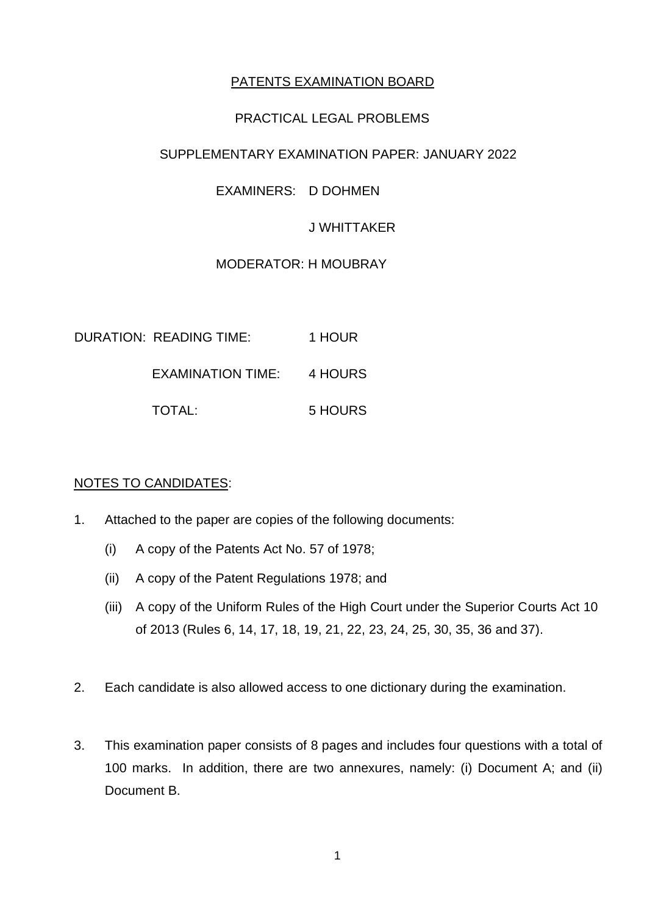PATENTS EXAMINATION BOARD

PRACTICAL LEGAL PROBLEMS

SUPPLEMENTARY EXAMINATION PAPER: JANUARY 2022

EXAMINERS: D DOHMEN

J WHITTAKER

MODERATOR: H MOUBRAY

| DURATION: | READING TIME: | 1 HOUR |
|---|---|---|
| | EXAMINATION TIME: | 4 HOURS |
| | TOTAL: | 5 HOURS |

NOTES TO CANDIDATES:

1. Attached to the paper are copies of the following documents:
   - (i) A copy of the Patents Act No. 57 of 1978;
   - (ii) A copy of the Patent Regulations 1978; and
   - (iii) A copy of the Uniform Rules of the High Court under the Superior Courts Act 10 of 2013 (Rules 6, 14, 17, 18, 19, 21, 22, 23, 24, 25, 30, 35, 36 and 37).

2. Each candidate is also allowed access to one dictionary during the examination.

3. This examination paper consists of 8 pages and includes four questions with a total of 100 marks. In addition, there are two annexures, namely: (i) Document A; and (ii) Document B.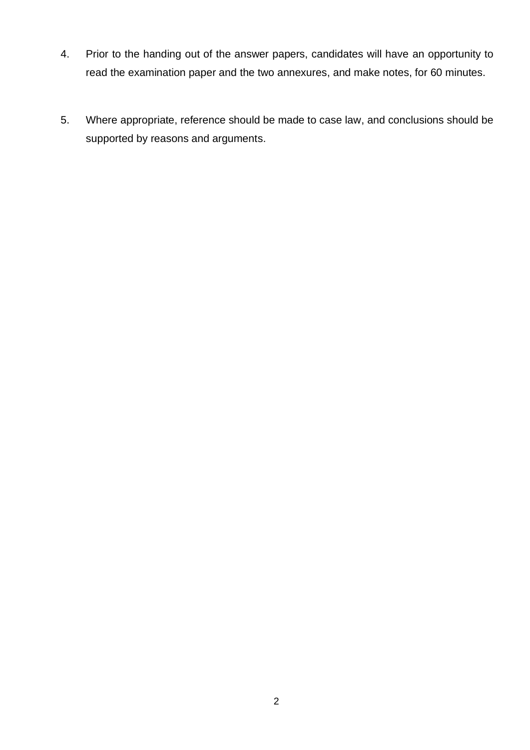4. Prior to the handing out of the answer papers, candidates will have an opportunity to read the examination paper and the two annexures, and make notes, for 60 minutes.

5. Where appropriate, reference should be made to case law, and conclusions should be supported by reasons and arguments.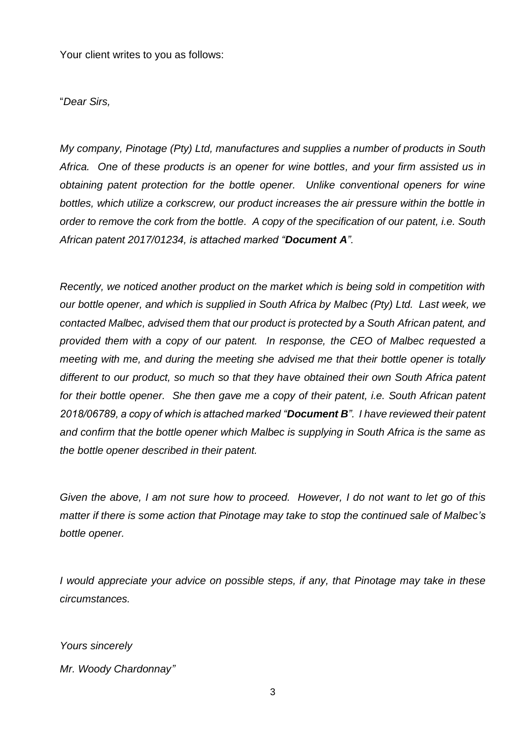Your client writes to you as follows:

"*Dear Sirs,*

*My company, Pinotage (Pty) Ltd, manufactures and supplies a number of products in South Africa. One of these products is an opener for wine bottles, and your firm assisted us in obtaining patent protection for the bottle opener. Unlike conventional openers for wine bottles, which utilize a corkscrew, our product increases the air pressure within the bottle in order to remove the cork from the bottle. A copy of the specification of our patent, i.e. South African patent 2017/01234, is attached marked "**Document A**".*

*Recently, we noticed another product on the market which is being sold in competition with our bottle opener, and which is supplied in South Africa by Malbec (Pty) Ltd. Last week, we contacted Malbec, advised them that our product is protected by a South African patent, and provided them with a copy of our patent. In response, the CEO of Malbec requested a meeting with me, and during the meeting she advised me that their bottle opener is totally different to our product, so much so that they have obtained their own South Africa patent for their bottle opener. She then gave me a copy of their patent, i.e. South African patent 2018/06789, a copy of which is attached marked "**Document B**". I have reviewed their patent and confirm that the bottle opener which Malbec is supplying in South Africa is the same as the bottle opener described in their patent.*

*Given the above, I am not sure how to proceed. However, I do not want to let go of this matter if there is some action that Pinotage may take to stop the continued sale of Malbec's bottle opener.*

*I would appreciate your advice on possible steps, if any, that Pinotage may take in these circumstances.*

*Yours sincerely*

*Mr. Woody Chardonnay"*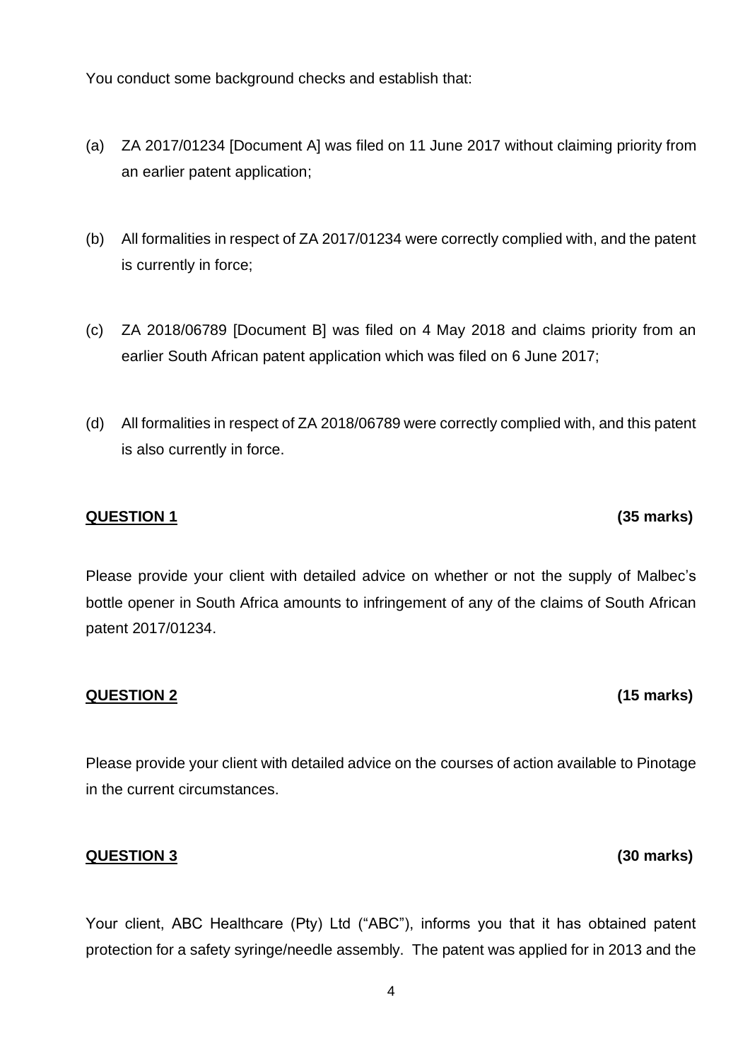You conduct some background checks and establish that:

(a) ZA 2017/01234 [Document A] was filed on 11 June 2017 without claiming priority from an earlier patent application;

(b) All formalities in respect of ZA 2017/01234 were correctly complied with, and the patent is currently in force;

(c) ZA 2018/06789 [Document B] was filed on 4 May 2018 and claims priority from an earlier South African patent application which was filed on 6 June 2017;

(d) All formalities in respect of ZA 2018/06789 were correctly complied with, and this patent is also currently in force.

**QUESTION 1** **(35 marks)**

Please provide your client with detailed advice on whether or not the supply of Malbec's bottle opener in South Africa amounts to infringement of any of the claims of South African patent 2017/01234.

**QUESTION 2** **(15 marks)**

Please provide your client with detailed advice on the courses of action available to Pinotage in the current circumstances.

**QUESTION 3** **(30 marks)**

Your client, ABC Healthcare (Pty) Ltd ("ABC"), informs you that it has obtained patent protection for a safety syringe/needle assembly. The patent was applied for in 2013 and the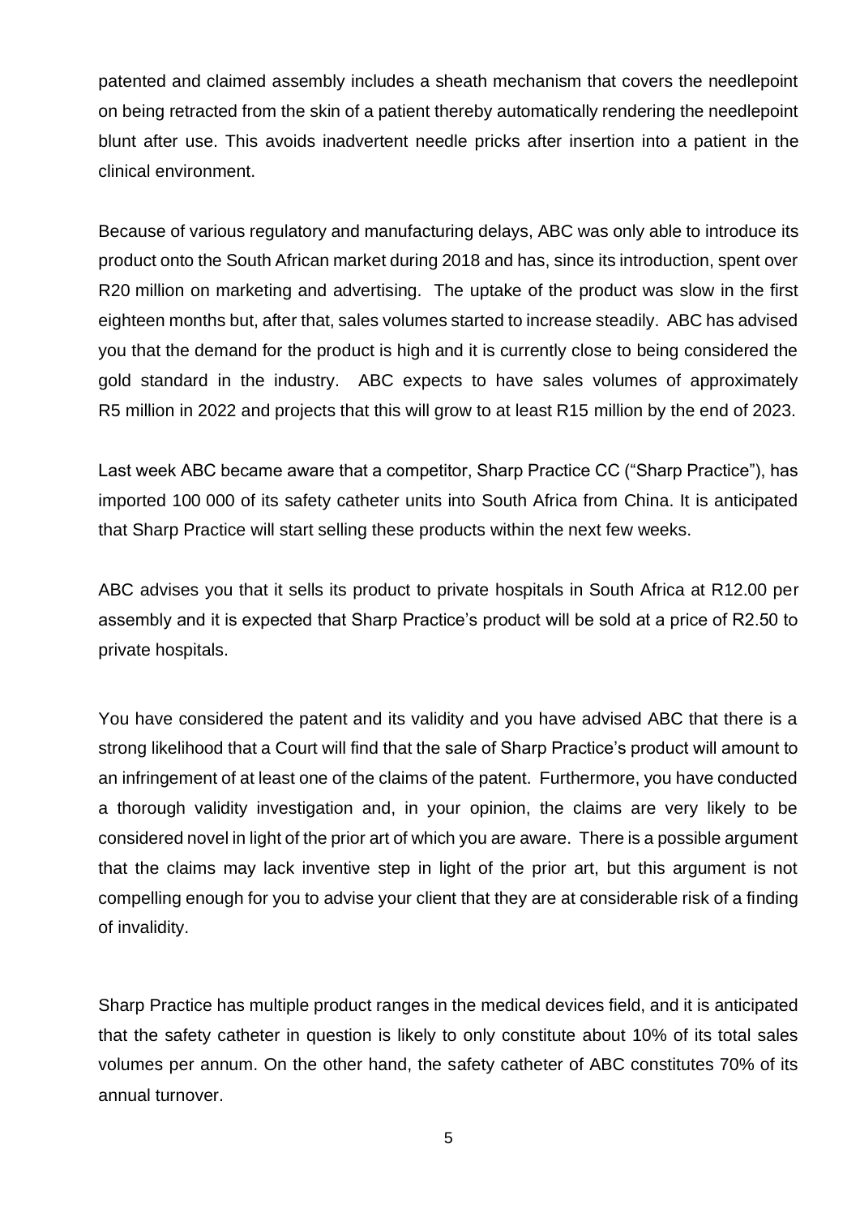patented and claimed assembly includes a sheath mechanism that covers the needlepoint on being retracted from the skin of a patient thereby automatically rendering the needlepoint blunt after use. This avoids inadvertent needle pricks after insertion into a patient in the clinical environment.

Because of various regulatory and manufacturing delays, ABC was only able to introduce its product onto the South African market during 2018 and has, since its introduction, spent over R20 million on marketing and advertising. The uptake of the product was slow in the first eighteen months but, after that, sales volumes started to increase steadily. ABC has advised you that the demand for the product is high and it is currently close to being considered the gold standard in the industry. ABC expects to have sales volumes of approximately R5 million in 2022 and projects that this will grow to at least R15 million by the end of 2023.

Last week ABC became aware that a competitor, Sharp Practice CC ("Sharp Practice"), has imported 100 000 of its safety catheter units into South Africa from China. It is anticipated that Sharp Practice will start selling these products within the next few weeks.

ABC advises you that it sells its product to private hospitals in South Africa at R12.00 per assembly and it is expected that Sharp Practice's product will be sold at a price of R2.50 to private hospitals.

You have considered the patent and its validity and you have advised ABC that there is a strong likelihood that a Court will find that the sale of Sharp Practice's product will amount to an infringement of at least one of the claims of the patent. Furthermore, you have conducted a thorough validity investigation and, in your opinion, the claims are very likely to be considered novel in light of the prior art of which you are aware. There is a possible argument that the claims may lack inventive step in light of the prior art, but this argument is not compelling enough for you to advise your client that they are at considerable risk of a finding of invalidity.

Sharp Practice has multiple product ranges in the medical devices field, and it is anticipated that the safety catheter in question is likely to only constitute about 10% of its total sales volumes per annum. On the other hand, the safety catheter of ABC constitutes 70% of its annual turnover.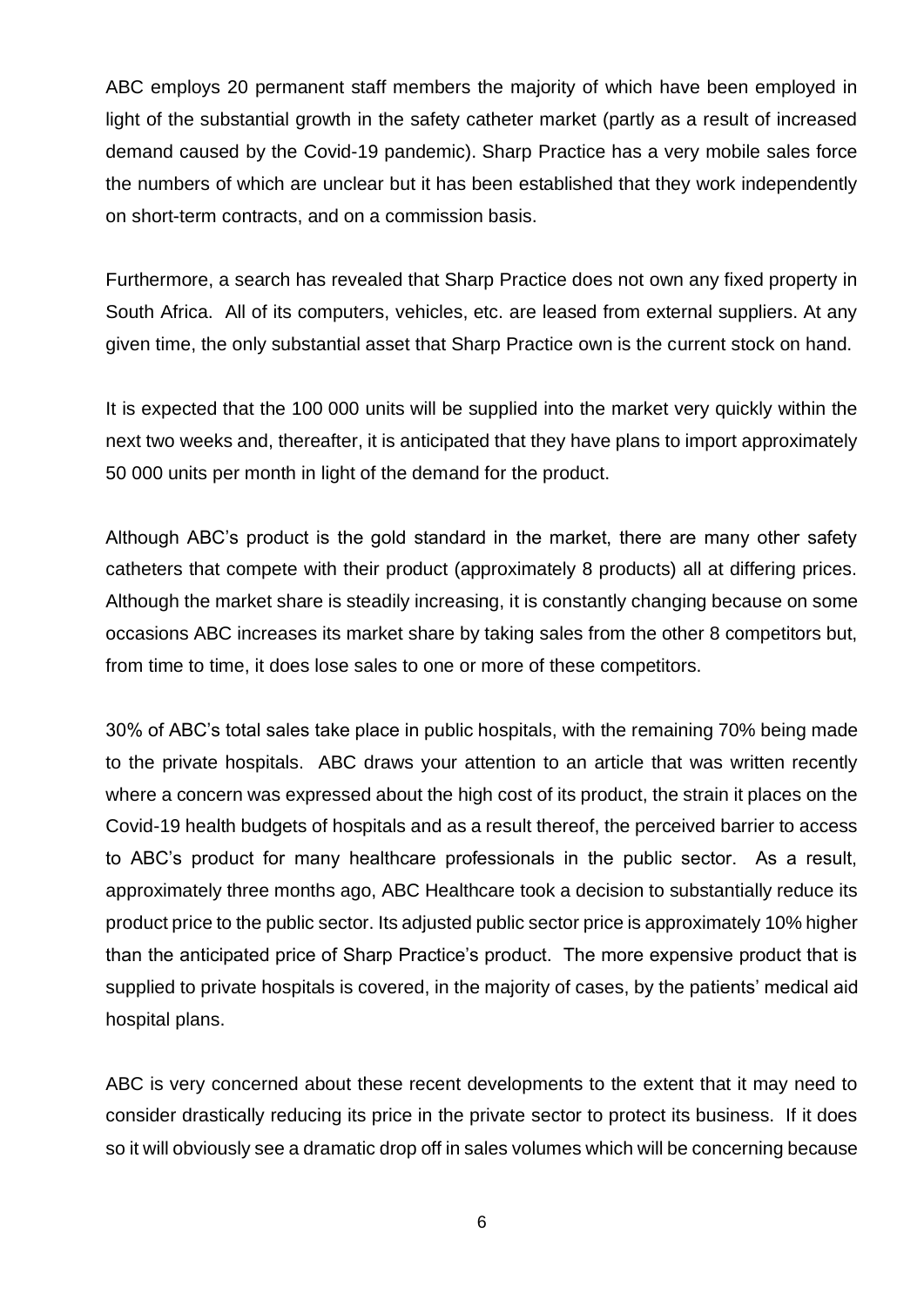ABC employs 20 permanent staff members the majority of which have been employed in light of the substantial growth in the safety catheter market (partly as a result of increased demand caused by the Covid-19 pandemic). Sharp Practice has a very mobile sales force the numbers of which are unclear but it has been established that they work independently on short-term contracts, and on a commission basis.

Furthermore, a search has revealed that Sharp Practice does not own any fixed property in South Africa. All of its computers, vehicles, etc. are leased from external suppliers. At any given time, the only substantial asset that Sharp Practice own is the current stock on hand.

It is expected that the 100 000 units will be supplied into the market very quickly within the next two weeks and, thereafter, it is anticipated that they have plans to import approximately 50 000 units per month in light of the demand for the product.

Although ABC's product is the gold standard in the market, there are many other safety catheters that compete with their product (approximately 8 products) all at differing prices. Although the market share is steadily increasing, it is constantly changing because on some occasions ABC increases its market share by taking sales from the other 8 competitors but, from time to time, it does lose sales to one or more of these competitors.

30% of ABC's total sales take place in public hospitals, with the remaining 70% being made to the private hospitals. ABC draws your attention to an article that was written recently where a concern was expressed about the high cost of its product, the strain it places on the Covid-19 health budgets of hospitals and as a result thereof, the perceived barrier to access to ABC's product for many healthcare professionals in the public sector. As a result, approximately three months ago, ABC Healthcare took a decision to substantially reduce its product price to the public sector. Its adjusted public sector price is approximately 10% higher than the anticipated price of Sharp Practice's product. The more expensive product that is supplied to private hospitals is covered, in the majority of cases, by the patients' medical aid hospital plans.

ABC is very concerned about these recent developments to the extent that it may need to consider drastically reducing its price in the private sector to protect its business. If it does so it will obviously see a dramatic drop off in sales volumes which will be concerning because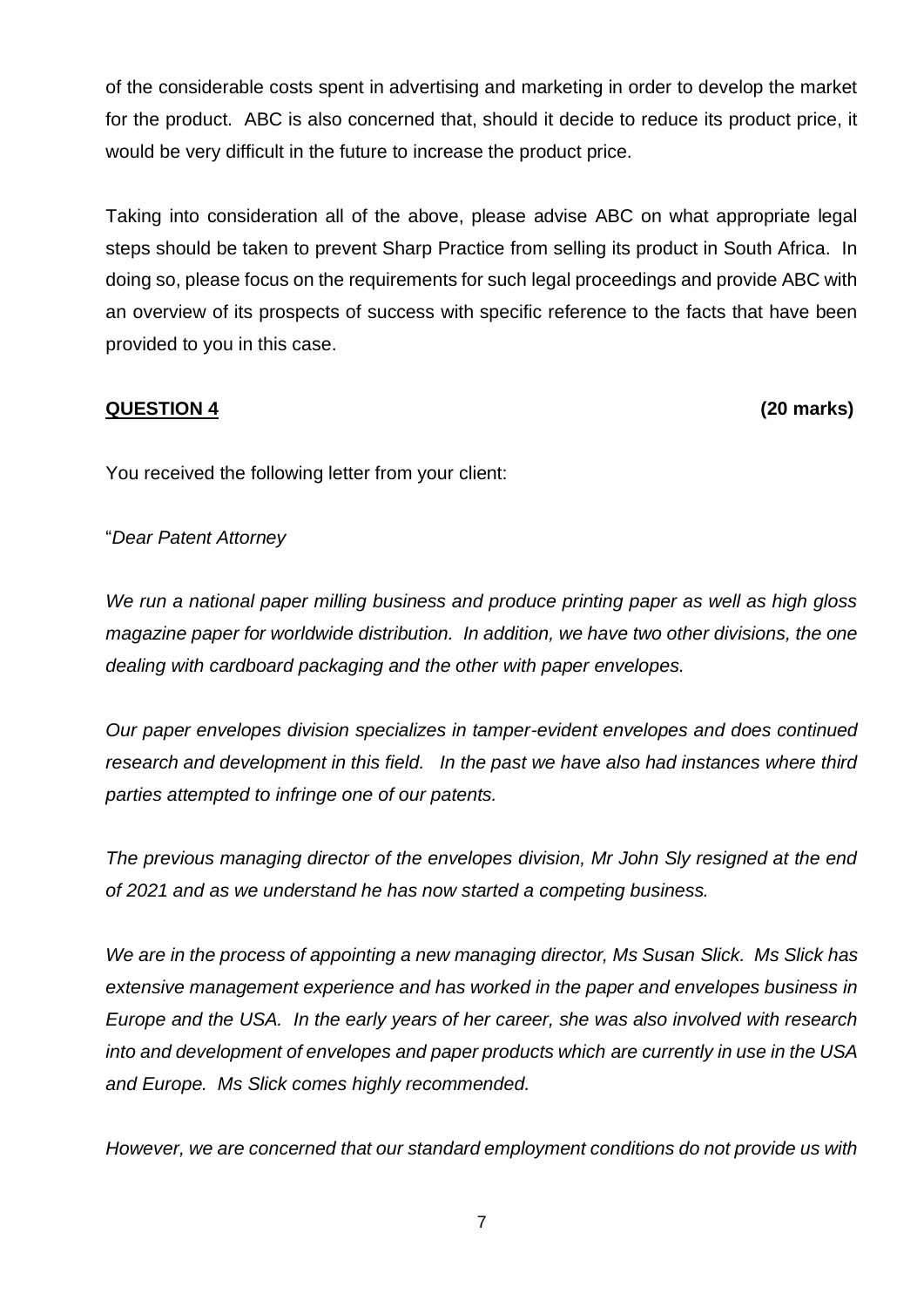of the considerable costs spent in advertising and marketing in order to develop the market for the product. ABC is also concerned that, should it decide to reduce its product price, it would be very difficult in the future to increase the product price.

Taking into consideration all of the above, please advise ABC on what appropriate legal steps should be taken to prevent Sharp Practice from selling its product in South Africa. In doing so, please focus on the requirements for such legal proceedings and provide ABC with an overview of its prospects of success with specific reference to the facts that have been provided to you in this case.

**QUESTION 4** **(20 marks)**

You received the following letter from your client:

"*Dear Patent Attorney*

*We run a national paper milling business and produce printing paper as well as high gloss magazine paper for worldwide distribution. In addition, we have two other divisions, the one dealing with cardboard packaging and the other with paper envelopes.*

*Our paper envelopes division specializes in tamper-evident envelopes and does continued research and development in this field. In the past we have also had instances where third parties attempted to infringe one of our patents.*

*The previous managing director of the envelopes division, Mr John Sly resigned at the end of 2021 and as we understand he has now started a competing business.*

*We are in the process of appointing a new managing director, Ms Susan Slick. Ms Slick has extensive management experience and has worked in the paper and envelopes business in Europe and the USA. In the early years of her career, she was also involved with research into and development of envelopes and paper products which are currently in use in the USA and Europe. Ms Slick comes highly recommended.*

*However, we are concerned that our standard employment conditions do not provide us with*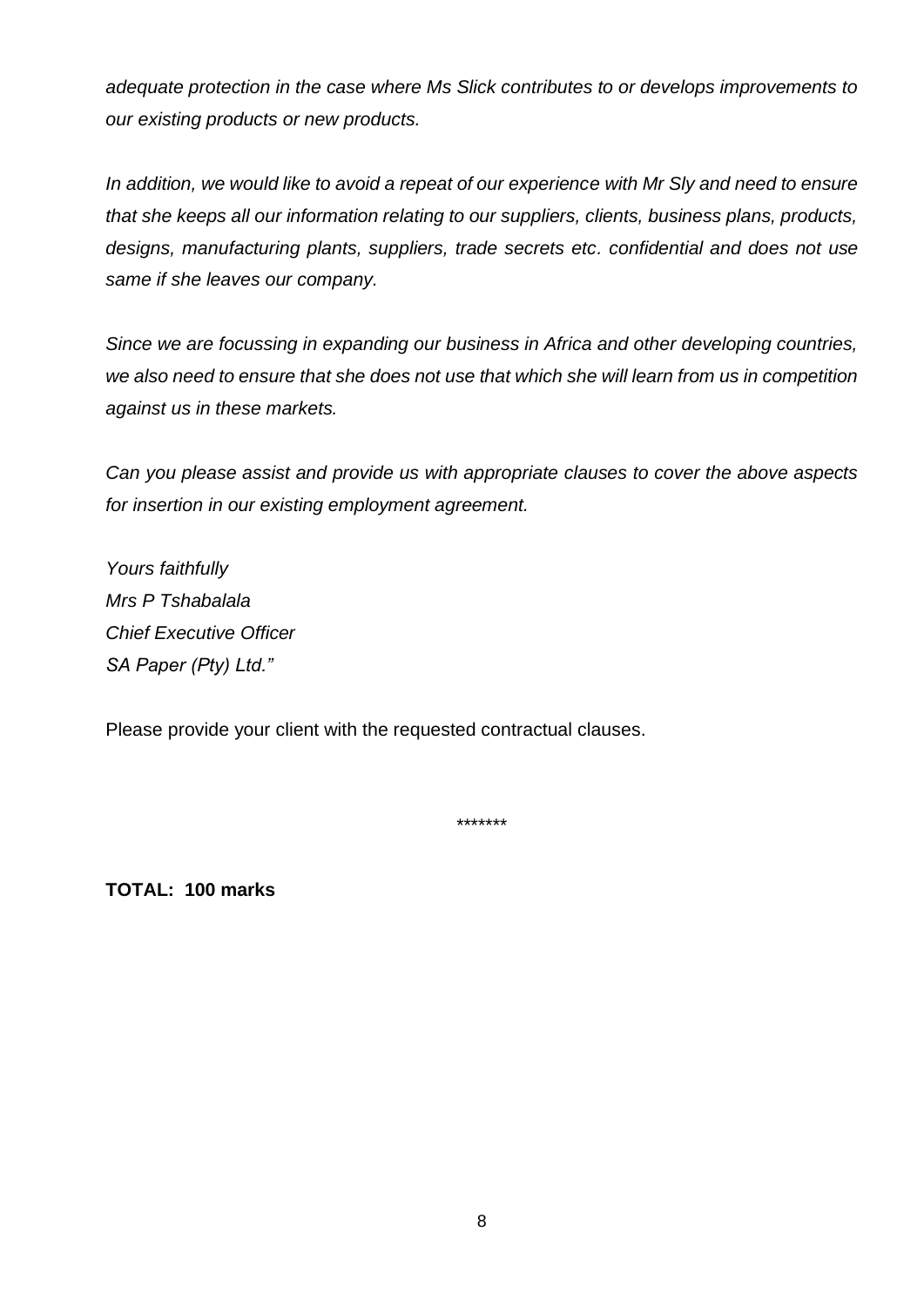*adequate protection in the case where Ms Slick contributes to or develops improvements to our existing products or new products.*

*In addition, we would like to avoid a repeat of our experience with Mr Sly and need to ensure that she keeps all our information relating to our suppliers, clients, business plans, products, designs, manufacturing plants, suppliers, trade secrets etc. confidential and does not use same if she leaves our company.*

*Since we are focussing in expanding our business in Africa and other developing countries, we also need to ensure that she does not use that which she will learn from us in competition against us in these markets.*

*Can you please assist and provide us with appropriate clauses to cover the above aspects for insertion in our existing employment agreement.*

*Yours faithfully*
*Mrs P Tshabalala*
*Chief Executive Officer*
*SA Paper (Pty) Ltd."*

Please provide your client with the requested contractual clauses.

*******

**TOTAL: 100 marks**